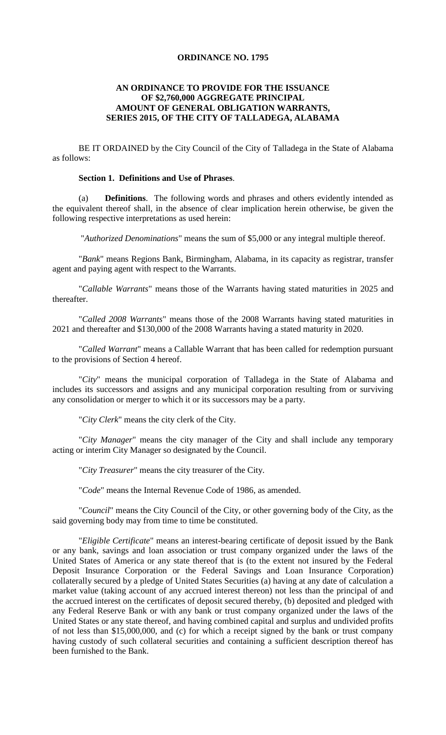**ORDINANCE NO. 1795**

**AN ORDINANCE TO PROVIDE FOR THE ISSUANCE OF $2,760,000 AGGREGATE PRINCIPAL AMOUNT OF GENERAL OBLIGATION WARRANTS, SERIES 2015, OF THE CITY OF TALLADEGA, ALABAMA**

BE IT ORDAINED by the City Council of the City of Talladega in the State of Alabama as follows:

**Section 1. Definitions and Use of Phrases**.

(a) **Definitions**. The following words and phrases and others evidently intended as the equivalent thereof shall, in the absence of clear implication herein otherwise, be given the following respective interpretations as used herein:

"*Authorized Denominations*" means the sum of $5,000 or any integral multiple thereof.

"*Bank*" means Regions Bank, Birmingham, Alabama, in its capacity as registrar, transfer agent and paying agent with respect to the Warrants.

"*Callable Warrants*" means those of the Warrants having stated maturities in 2025 and thereafter.

"*Called 2008 Warrants*" means those of the 2008 Warrants having stated maturities in 2021 and thereafter and $130,000 of the 2008 Warrants having a stated maturity in 2020.

"*Called Warrant*" means a Callable Warrant that has been called for redemption pursuant to the provisions of Section 4 hereof.

"*City*" means the municipal corporation of Talladega in the State of Alabama and includes its successors and assigns and any municipal corporation resulting from or surviving any consolidation or merger to which it or its successors may be a party.

"*City Clerk*" means the city clerk of the City.

"*City Manager*" means the city manager of the City and shall include any temporary acting or interim City Manager so designated by the Council.

"*City Treasurer*" means the city treasurer of the City.

"*Code*" means the Internal Revenue Code of 1986, as amended.

"*Council*" means the City Council of the City, or other governing body of the City, as the said governing body may from time to time be constituted.

"*Eligible Certificate*" means an interest-bearing certificate of deposit issued by the Bank or any bank, savings and loan association or trust company organized under the laws of the United States of America or any state thereof that is (to the extent not insured by the Federal Deposit Insurance Corporation or the Federal Savings and Loan Insurance Corporation) collaterally secured by a pledge of United States Securities (a) having at any date of calculation a market value (taking account of any accrued interest thereon) not less than the principal of and the accrued interest on the certificates of deposit secured thereby, (b) deposited and pledged with any Federal Reserve Bank or with any bank or trust company organized under the laws of the United States or any state thereof, and having combined capital and surplus and undivided profits of not less than $15,000,000, and (c) for which a receipt signed by the bank or trust company having custody of such collateral securities and containing a sufficient description thereof has been furnished to the Bank.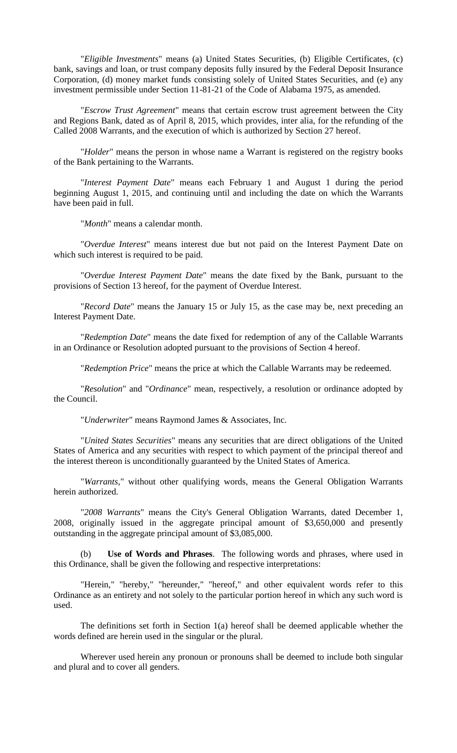"*Eligible Investments*" means (a) United States Securities, (b) Eligible Certificates, (c) bank, savings and loan, or trust company deposits fully insured by the Federal Deposit Insurance Corporation, (d) money market funds consisting solely of United States Securities, and (e) any investment permissible under Section 11-81-21 of the Code of Alabama 1975, as amended.

"*Escrow Trust Agreement*" means that certain escrow trust agreement between the City and Regions Bank, dated as of April 8, 2015, which provides, inter alia, for the refunding of the Called 2008 Warrants, and the execution of which is authorized by Section 27 hereof.

"*Holder*" means the person in whose name a Warrant is registered on the registry books of the Bank pertaining to the Warrants.

"*Interest Payment Date*" means each February 1 and August 1 during the period beginning August 1, 2015, and continuing until and including the date on which the Warrants have been paid in full.

"*Month*" means a calendar month.

"*Overdue Interest*" means interest due but not paid on the Interest Payment Date on which such interest is required to be paid.

"*Overdue Interest Payment Date*" means the date fixed by the Bank, pursuant to the provisions of Section 13 hereof, for the payment of Overdue Interest.

"*Record Date*" means the January 15 or July 15, as the case may be, next preceding an Interest Payment Date.

"*Redemption Date*" means the date fixed for redemption of any of the Callable Warrants in an Ordinance or Resolution adopted pursuant to the provisions of Section 4 hereof.

"*Redemption Price*" means the price at which the Callable Warrants may be redeemed.

"*Resolution*" and "*Ordinance*" mean, respectively, a resolution or ordinance adopted by the Council.

"*Underwriter*" means Raymond James & Associates, Inc.

"*United States Securities*" means any securities that are direct obligations of the United States of America and any securities with respect to which payment of the principal thereof and the interest thereon is unconditionally guaranteed by the United States of America.

"*Warrants*," without other qualifying words, means the General Obligation Warrants herein authorized.

"*2008 Warrants*" means the City's General Obligation Warrants, dated December 1, 2008, originally issued in the aggregate principal amount of $3,650,000 and presently outstanding in the aggregate principal amount of $3,085,000.

(b) **Use of Words and Phrases**. The following words and phrases, where used in this Ordinance, shall be given the following and respective interpretations:

"Herein," "hereby," "hereunder," "hereof," and other equivalent words refer to this Ordinance as an entirety and not solely to the particular portion hereof in which any such word is used.

The definitions set forth in Section 1(a) hereof shall be deemed applicable whether the words defined are herein used in the singular or the plural.

Wherever used herein any pronoun or pronouns shall be deemed to include both singular and plural and to cover all genders.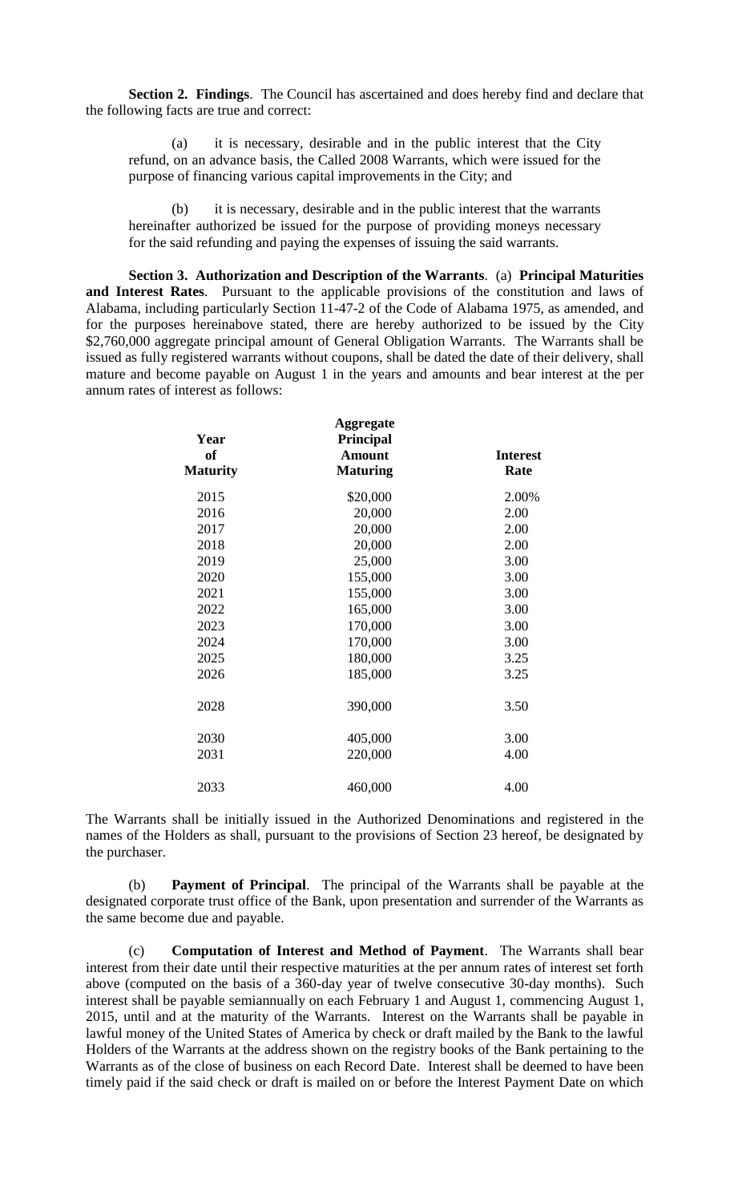**Section 2. Findings**. The Council has ascertained and does hereby find and declare that the following facts are true and correct:

(a) it is necessary, desirable and in the public interest that the City refund, on an advance basis, the Called 2008 Warrants, which were issued for the purpose of financing various capital improvements in the City; and

(b) it is necessary, desirable and in the public interest that the warrants hereinafter authorized be issued for the purpose of providing moneys necessary for the said refunding and paying the expenses of issuing the said warrants.

**Section 3. Authorization and Description of the Warrants**. (a) **Principal Maturities and Interest Rates**. Pursuant to the applicable provisions of the constitution and laws of Alabama, including particularly Section 11-47-2 of the Code of Alabama 1975, as amended, and for the purposes hereinabove stated, there are hereby authorized to be issued by the City $2,760,000 aggregate principal amount of General Obligation Warrants. The Warrants shall be issued as fully registered warrants without coupons, shall be dated the date of their delivery, shall mature and become payable on August 1 in the years and amounts and bear interest at the per annum rates of interest as follows:

| Year of Maturity | Aggregate Principal Amount Maturing | Interest Rate |
|---|---|---|
| 2015 | $20,000 | 2.00% |
| 2016 | 20,000 | 2.00 |
| 2017 | 20,000 | 2.00 |
| 2018 | 20,000 | 2.00 |
| 2019 | 25,000 | 3.00 |
| 2020 | 155,000 | 3.00 |
| 2021 | 155,000 | 3.00 |
| 2022 | 165,000 | 3.00 |
| 2023 | 170,000 | 3.00 |
| 2024 | 170,000 | 3.00 |
| 2025 | 180,000 | 3.25 |
| 2026 | 185,000 | 3.25 |
| 2028 | 390,000 | 3.50 |
| 2030 | 405,000 | 3.00 |
| 2031 | 220,000 | 4.00 |
| 2033 | 460,000 | 4.00 |

The Warrants shall be initially issued in the Authorized Denominations and registered in the names of the Holders as shall, pursuant to the provisions of Section 23 hereof, be designated by the purchaser.

(b) **Payment of Principal**. The principal of the Warrants shall be payable at the designated corporate trust office of the Bank, upon presentation and surrender of the Warrants as the same become due and payable.

(c) **Computation of Interest and Method of Payment**. The Warrants shall bear interest from their date until their respective maturities at the per annum rates of interest set forth above (computed on the basis of a 360-day year of twelve consecutive 30-day months). Such interest shall be payable semiannually on each February 1 and August 1, commencing August 1, 2015, until and at the maturity of the Warrants. Interest on the Warrants shall be payable in lawful money of the United States of America by check or draft mailed by the Bank to the lawful Holders of the Warrants at the address shown on the registry books of the Bank pertaining to the Warrants as of the close of business on each Record Date. Interest shall be deemed to have been timely paid if the said check or draft is mailed on or before the Interest Payment Date on which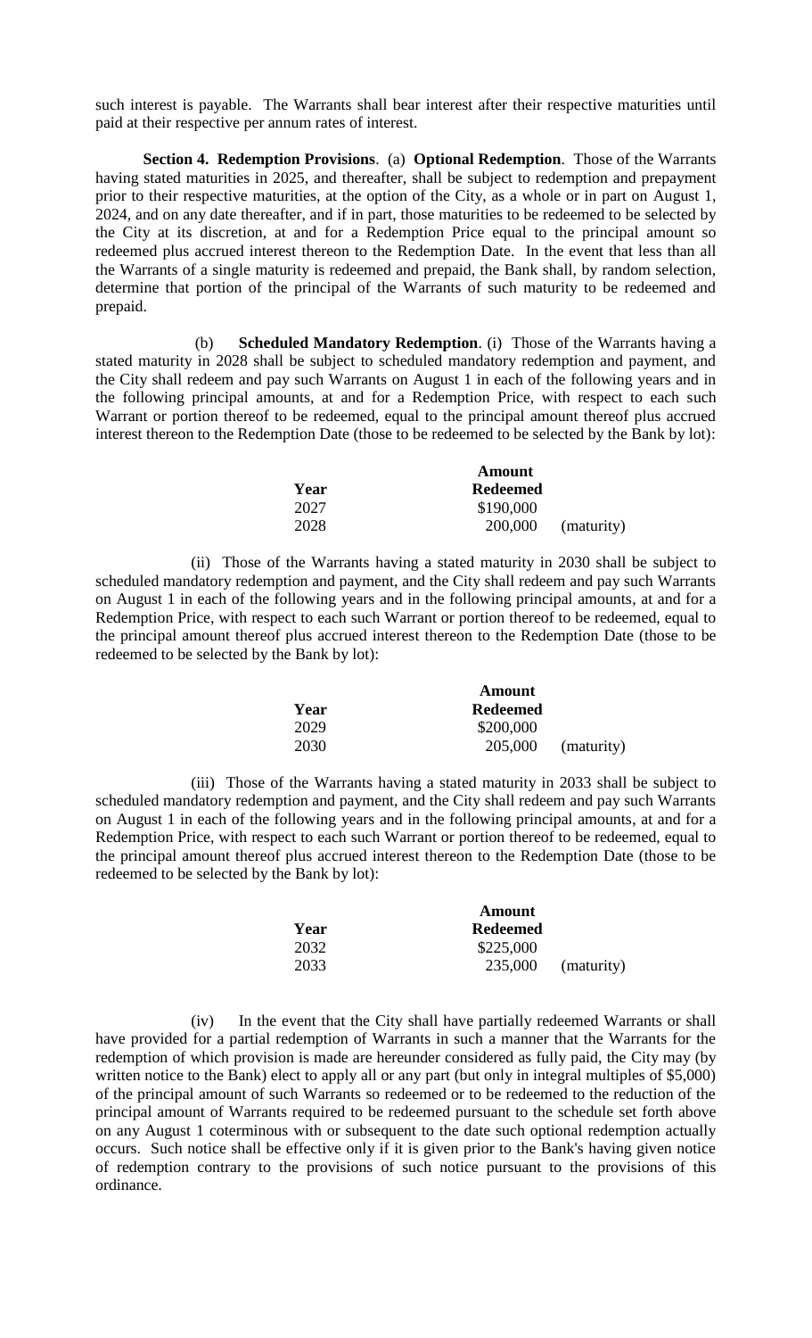such interest is payable. The Warrants shall bear interest after their respective maturities until paid at their respective per annum rates of interest.

**Section 4. Redemption Provisions**. (a) **Optional Redemption**. Those of the Warrants having stated maturities in 2025, and thereafter, shall be subject to redemption and prepayment prior to their respective maturities, at the option of the City, as a whole or in part on August 1, 2024, and on any date thereafter, and if in part, those maturities to be redeemed to be selected by the City at its discretion, at and for a Redemption Price equal to the principal amount so redeemed plus accrued interest thereon to the Redemption Date. In the event that less than all the Warrants of a single maturity is redeemed and prepaid, the Bank shall, by random selection, determine that portion of the principal of the Warrants of such maturity to be redeemed and prepaid.

(b) **Scheduled Mandatory Redemption**. (i) Those of the Warrants having a stated maturity in 2028 shall be subject to scheduled mandatory redemption and payment, and the City shall redeem and pay such Warrants on August 1 in each of the following years and in the following principal amounts, at and for a Redemption Price, with respect to each such Warrant or portion thereof to be redeemed, equal to the principal amount thereof plus accrued interest thereon to the Redemption Date (those to be redeemed to be selected by the Bank by lot):

| Year | Amount Redeemed | |
|---|---|---|
| 2027 | $190,000 | |
| 2028 | 200,000 | (maturity) |

(ii) Those of the Warrants having a stated maturity in 2030 shall be subject to scheduled mandatory redemption and payment, and the City shall redeem and pay such Warrants on August 1 in each of the following years and in the following principal amounts, at and for a Redemption Price, with respect to each such Warrant or portion thereof to be redeemed, equal to the principal amount thereof plus accrued interest thereon to the Redemption Date (those to be redeemed to be selected by the Bank by lot):

| Year | Amount Redeemed | |
|---|---|---|
| 2029 | $200,000 | |
| 2030 | 205,000 | (maturity) |

(iii) Those of the Warrants having a stated maturity in 2033 shall be subject to scheduled mandatory redemption and payment, and the City shall redeem and pay such Warrants on August 1 in each of the following years and in the following principal amounts, at and for a Redemption Price, with respect to each such Warrant or portion thereof to be redeemed, equal to the principal amount thereof plus accrued interest thereon to the Redemption Date (those to be redeemed to be selected by the Bank by lot):

| Year | Amount Redeemed | |
|---|---|---|
| 2032 | $225,000 | |
| 2033 | 235,000 | (maturity) |

(iv) In the event that the City shall have partially redeemed Warrants or shall have provided for a partial redemption of Warrants in such a manner that the Warrants for the redemption of which provision is made are hereunder considered as fully paid, the City may (by written notice to the Bank) elect to apply all or any part (but only in integral multiples of $5,000) of the principal amount of such Warrants so redeemed or to be redeemed to the reduction of the principal amount of Warrants required to be redeemed pursuant to the schedule set forth above on any August 1 coterminous with or subsequent to the date such optional redemption actually occurs. Such notice shall be effective only if it is given prior to the Bank's having given notice of redemption contrary to the provisions of such notice pursuant to the provisions of this ordinance.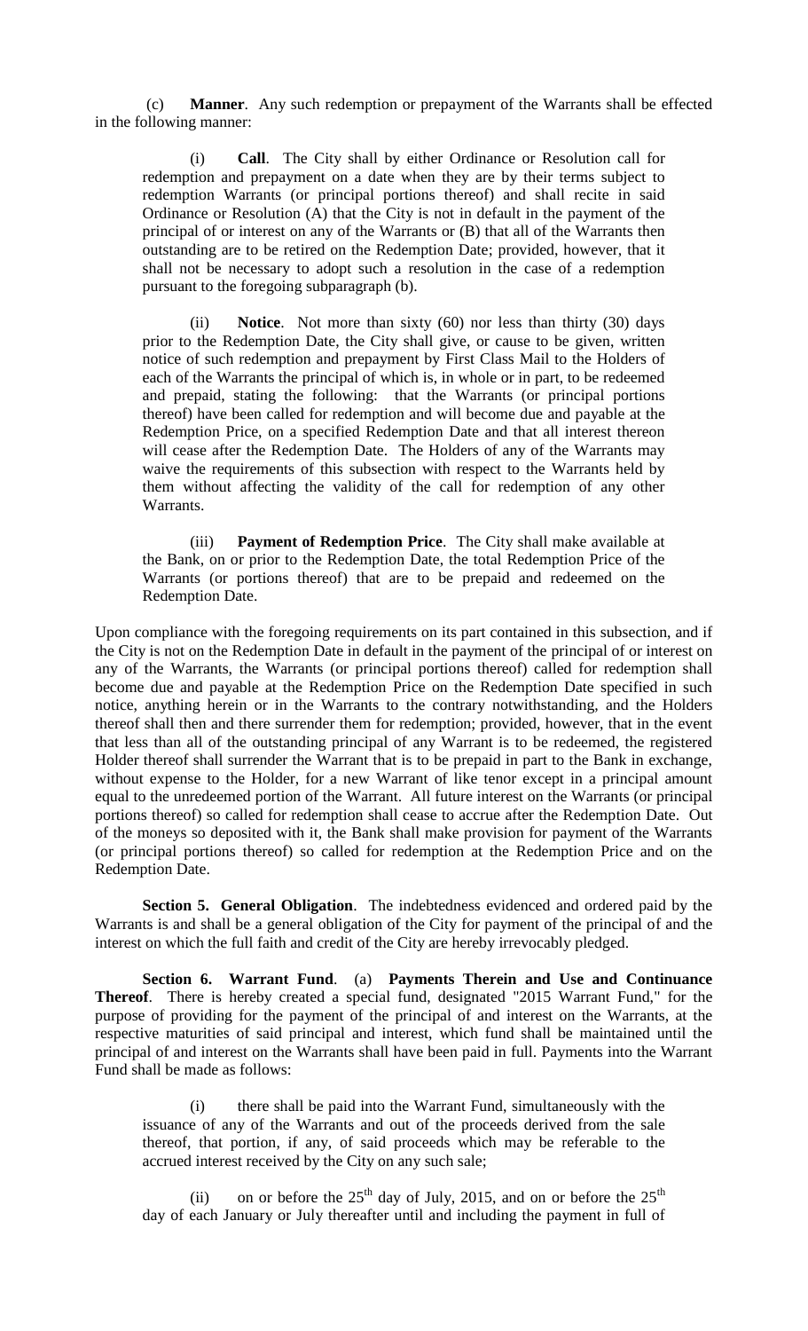(c) **Manner**. Any such redemption or prepayment of the Warrants shall be effected in the following manner:

(i) **Call**. The City shall by either Ordinance or Resolution call for redemption and prepayment on a date when they are by their terms subject to redemption Warrants (or principal portions thereof) and shall recite in said Ordinance or Resolution (A) that the City is not in default in the payment of the principal of or interest on any of the Warrants or (B) that all of the Warrants then outstanding are to be retired on the Redemption Date; provided, however, that it shall not be necessary to adopt such a resolution in the case of a redemption pursuant to the foregoing subparagraph (b).

(ii) **Notice**. Not more than sixty (60) nor less than thirty (30) days prior to the Redemption Date, the City shall give, or cause to be given, written notice of such redemption and prepayment by First Class Mail to the Holders of each of the Warrants the principal of which is, in whole or in part, to be redeemed and prepaid, stating the following: that the Warrants (or principal portions thereof) have been called for redemption and will become due and payable at the Redemption Price, on a specified Redemption Date and that all interest thereon will cease after the Redemption Date. The Holders of any of the Warrants may waive the requirements of this subsection with respect to the Warrants held by them without affecting the validity of the call for redemption of any other Warrants.

(iii) **Payment of Redemption Price**. The City shall make available at the Bank, on or prior to the Redemption Date, the total Redemption Price of the Warrants (or portions thereof) that are to be prepaid and redeemed on the Redemption Date.

Upon compliance with the foregoing requirements on its part contained in this subsection, and if the City is not on the Redemption Date in default in the payment of the principal of or interest on any of the Warrants, the Warrants (or principal portions thereof) called for redemption shall become due and payable at the Redemption Price on the Redemption Date specified in such notice, anything herein or in the Warrants to the contrary notwithstanding, and the Holders thereof shall then and there surrender them for redemption; provided, however, that in the event that less than all of the outstanding principal of any Warrant is to be redeemed, the registered Holder thereof shall surrender the Warrant that is to be prepaid in part to the Bank in exchange, without expense to the Holder, for a new Warrant of like tenor except in a principal amount equal to the unredeemed portion of the Warrant. All future interest on the Warrants (or principal portions thereof) so called for redemption shall cease to accrue after the Redemption Date. Out of the moneys so deposited with it, the Bank shall make provision for payment of the Warrants (or principal portions thereof) so called for redemption at the Redemption Price and on the Redemption Date.

**Section 5. General Obligation**. The indebtedness evidenced and ordered paid by the Warrants is and shall be a general obligation of the City for payment of the principal of and the interest on which the full faith and credit of the City are hereby irrevocably pledged.

**Section 6. Warrant Fund**. (a) **Payments Therein and Use and Continuance Thereof**. There is hereby created a special fund, designated "2015 Warrant Fund," for the purpose of providing for the payment of the principal of and interest on the Warrants, at the respective maturities of said principal and interest, which fund shall be maintained until the principal of and interest on the Warrants shall have been paid in full. Payments into the Warrant Fund shall be made as follows:

(i) there shall be paid into the Warrant Fund, simultaneously with the issuance of any of the Warrants and out of the proceeds derived from the sale thereof, that portion, if any, of said proceeds which may be referable to the accrued interest received by the City on any such sale;

(ii) on or before the 25th day of July, 2015, and on or before the 25th day of each January or July thereafter until and including the payment in full of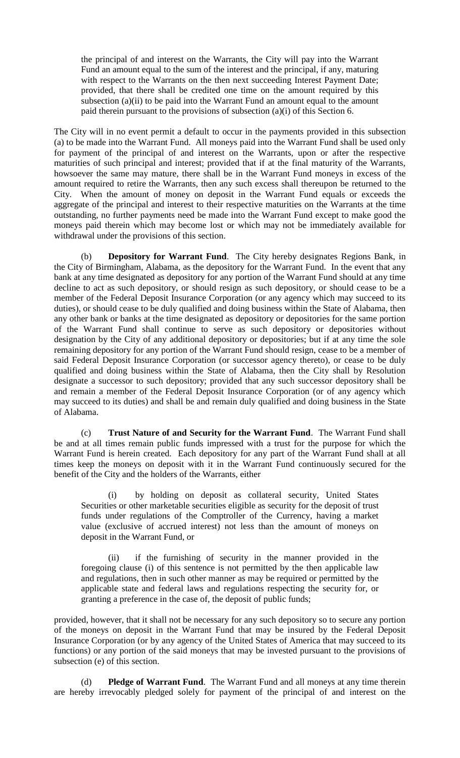the principal of and interest on the Warrants, the City will pay into the Warrant Fund an amount equal to the sum of the interest and the principal, if any, maturing with respect to the Warrants on the then next succeeding Interest Payment Date; provided, that there shall be credited one time on the amount required by this subsection (a)(ii) to be paid into the Warrant Fund an amount equal to the amount paid therein pursuant to the provisions of subsection (a)(i) of this Section 6.

The City will in no event permit a default to occur in the payments provided in this subsection (a) to be made into the Warrant Fund. All moneys paid into the Warrant Fund shall be used only for payment of the principal of and interest on the Warrants, upon or after the respective maturities of such principal and interest; provided that if at the final maturity of the Warrants, howsoever the same may mature, there shall be in the Warrant Fund moneys in excess of the amount required to retire the Warrants, then any such excess shall thereupon be returned to the City. When the amount of money on deposit in the Warrant Fund equals or exceeds the aggregate of the principal and interest to their respective maturities on the Warrants at the time outstanding, no further payments need be made into the Warrant Fund except to make good the moneys paid therein which may become lost or which may not be immediately available for withdrawal under the provisions of this section.

(b) **Depository for Warrant Fund**. The City hereby designates Regions Bank, in the City of Birmingham, Alabama, as the depository for the Warrant Fund. In the event that any bank at any time designated as depository for any portion of the Warrant Fund should at any time decline to act as such depository, or should resign as such depository, or should cease to be a member of the Federal Deposit Insurance Corporation (or any agency which may succeed to its duties), or should cease to be duly qualified and doing business within the State of Alabama, then any other bank or banks at the time designated as depository or depositories for the same portion of the Warrant Fund shall continue to serve as such depository or depositories without designation by the City of any additional depository or depositories; but if at any time the sole remaining depository for any portion of the Warrant Fund should resign, cease to be a member of said Federal Deposit Insurance Corporation (or successor agency thereto), or cease to be duly qualified and doing business within the State of Alabama, then the City shall by Resolution designate a successor to such depository; provided that any such successor depository shall be and remain a member of the Federal Deposit Insurance Corporation (or of any agency which may succeed to its duties) and shall be and remain duly qualified and doing business in the State of Alabama.

(c) **Trust Nature of and Security for the Warrant Fund**. The Warrant Fund shall be and at all times remain public funds impressed with a trust for the purpose for which the Warrant Fund is herein created. Each depository for any part of the Warrant Fund shall at all times keep the moneys on deposit with it in the Warrant Fund continuously secured for the benefit of the City and the holders of the Warrants, either

(i) by holding on deposit as collateral security, United States Securities or other marketable securities eligible as security for the deposit of trust funds under regulations of the Comptroller of the Currency, having a market value (exclusive of accrued interest) not less than the amount of moneys on deposit in the Warrant Fund, or

(ii) if the furnishing of security in the manner provided in the foregoing clause (i) of this sentence is not permitted by the then applicable law and regulations, then in such other manner as may be required or permitted by the applicable state and federal laws and regulations respecting the security for, or granting a preference in the case of, the deposit of public funds;

provided, however, that it shall not be necessary for any such depository so to secure any portion of the moneys on deposit in the Warrant Fund that may be insured by the Federal Deposit Insurance Corporation (or by any agency of the United States of America that may succeed to its functions) or any portion of the said moneys that may be invested pursuant to the provisions of subsection (e) of this section.

(d) **Pledge of Warrant Fund**. The Warrant Fund and all moneys at any time therein are hereby irrevocably pledged solely for payment of the principal of and interest on the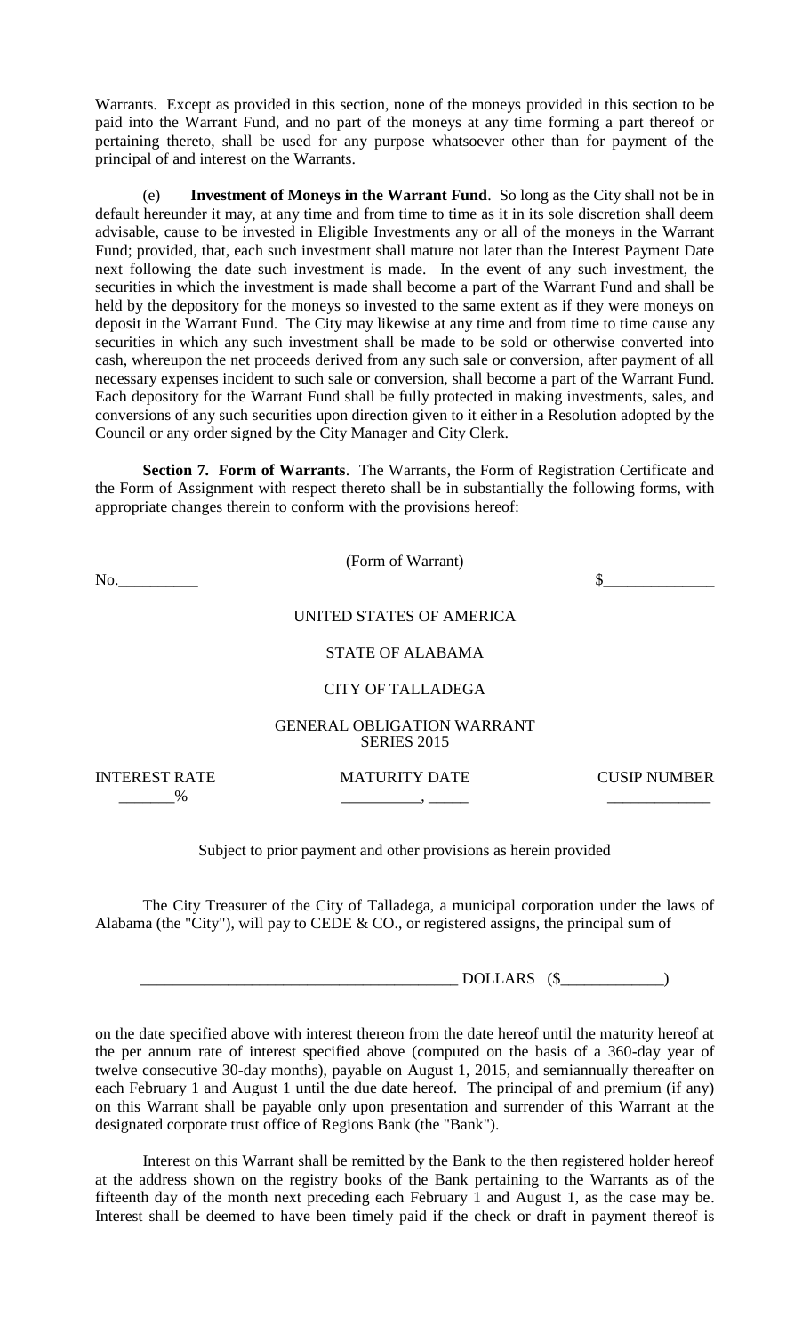Warrants. Except as provided in this section, none of the moneys provided in this section to be paid into the Warrant Fund, and no part of the moneys at any time forming a part thereof or pertaining thereto, shall be used for any purpose whatsoever other than for payment of the principal of and interest on the Warrants.

(e) **Investment of Moneys in the Warrant Fund**. So long as the City shall not be in default hereunder it may, at any time and from time to time as it in its sole discretion shall deem advisable, cause to be invested in Eligible Investments any or all of the moneys in the Warrant Fund; provided, that, each such investment shall mature not later than the Interest Payment Date next following the date such investment is made. In the event of any such investment, the securities in which the investment is made shall become a part of the Warrant Fund and shall be held by the depository for the moneys so invested to the same extent as if they were moneys on deposit in the Warrant Fund. The City may likewise at any time and from time to time cause any securities in which any such investment shall be made to be sold or otherwise converted into cash, whereupon the net proceeds derived from any such sale or conversion, after payment of all necessary expenses incident to such sale or conversion, shall become a part of the Warrant Fund. Each depository for the Warrant Fund shall be fully protected in making investments, sales, and conversions of any such securities upon direction given to it either in a Resolution adopted by the Council or any order signed by the City Manager and City Clerk.

**Section 7. Form of Warrants**. The Warrants, the Form of Registration Certificate and the Form of Assignment with respect thereto shall be in substantially the following forms, with appropriate changes therein to conform with the provisions hereof:

(Form of Warrant)

No.__________ $______________

UNITED STATES OF AMERICA

STATE OF ALABAMA

CITY OF TALLADEGA

GENERAL OBLIGATION WARRANT
SERIES 2015

| INTEREST RATE | MATURITY DATE | CUSIP NUMBER |
|---|---|---|
| _______% | __________, _____ | _____________ |

Subject to prior payment and other provisions as herein provided

The City Treasurer of the City of Talladega, a municipal corporation under the laws of Alabama (the "City"), will pay to CEDE & CO., or registered assigns, the principal sum of

________________________________________ DOLLARS ($_____________)

on the date specified above with interest thereon from the date hereof until the maturity hereof at the per annum rate of interest specified above (computed on the basis of a 360-day year of twelve consecutive 30-day months), payable on August 1, 2015, and semiannually thereafter on each February 1 and August 1 until the due date hereof. The principal of and premium (if any) on this Warrant shall be payable only upon presentation and surrender of this Warrant at the designated corporate trust office of Regions Bank (the "Bank").

Interest on this Warrant shall be remitted by the Bank to the then registered holder hereof at the address shown on the registry books of the Bank pertaining to the Warrants as of the fifteenth day of the month next preceding each February 1 and August 1, as the case may be. Interest shall be deemed to have been timely paid if the check or draft in payment thereof is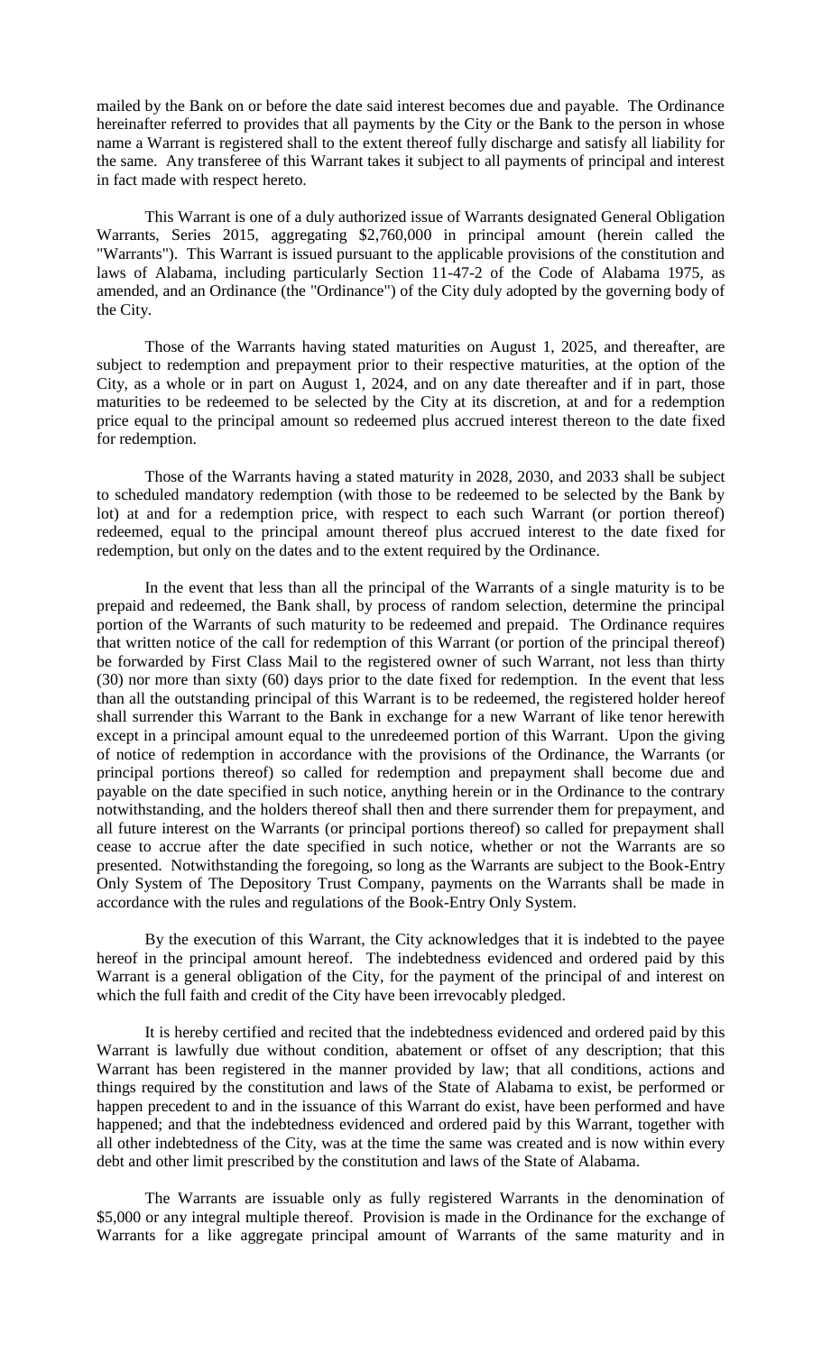mailed by the Bank on or before the date said interest becomes due and payable. The Ordinance hereinafter referred to provides that all payments by the City or the Bank to the person in whose name a Warrant is registered shall to the extent thereof fully discharge and satisfy all liability for the same. Any transferee of this Warrant takes it subject to all payments of principal and interest in fact made with respect hereto.

This Warrant is one of a duly authorized issue of Warrants designated General Obligation Warrants, Series 2015, aggregating $2,760,000 in principal amount (herein called the "Warrants"). This Warrant is issued pursuant to the applicable provisions of the constitution and laws of Alabama, including particularly Section 11-47-2 of the Code of Alabama 1975, as amended, and an Ordinance (the "Ordinance") of the City duly adopted by the governing body of the City.

Those of the Warrants having stated maturities on August 1, 2025, and thereafter, are subject to redemption and prepayment prior to their respective maturities, at the option of the City, as a whole or in part on August 1, 2024, and on any date thereafter and if in part, those maturities to be redeemed to be selected by the City at its discretion, at and for a redemption price equal to the principal amount so redeemed plus accrued interest thereon to the date fixed for redemption.

Those of the Warrants having a stated maturity in 2028, 2030, and 2033 shall be subject to scheduled mandatory redemption (with those to be redeemed to be selected by the Bank by lot) at and for a redemption price, with respect to each such Warrant (or portion thereof) redeemed, equal to the principal amount thereof plus accrued interest to the date fixed for redemption, but only on the dates and to the extent required by the Ordinance.

In the event that less than all the principal of the Warrants of a single maturity is to be prepaid and redeemed, the Bank shall, by process of random selection, determine the principal portion of the Warrants of such maturity to be redeemed and prepaid. The Ordinance requires that written notice of the call for redemption of this Warrant (or portion of the principal thereof) be forwarded by First Class Mail to the registered owner of such Warrant, not less than thirty (30) nor more than sixty (60) days prior to the date fixed for redemption. In the event that less than all the outstanding principal of this Warrant is to be redeemed, the registered holder hereof shall surrender this Warrant to the Bank in exchange for a new Warrant of like tenor herewith except in a principal amount equal to the unredeemed portion of this Warrant. Upon the giving of notice of redemption in accordance with the provisions of the Ordinance, the Warrants (or principal portions thereof) so called for redemption and prepayment shall become due and payable on the date specified in such notice, anything herein or in the Ordinance to the contrary notwithstanding, and the holders thereof shall then and there surrender them for prepayment, and all future interest on the Warrants (or principal portions thereof) so called for prepayment shall cease to accrue after the date specified in such notice, whether or not the Warrants are so presented. Notwithstanding the foregoing, so long as the Warrants are subject to the Book-Entry Only System of The Depository Trust Company, payments on the Warrants shall be made in accordance with the rules and regulations of the Book-Entry Only System.

By the execution of this Warrant, the City acknowledges that it is indebted to the payee hereof in the principal amount hereof. The indebtedness evidenced and ordered paid by this Warrant is a general obligation of the City, for the payment of the principal of and interest on which the full faith and credit of the City have been irrevocably pledged.

It is hereby certified and recited that the indebtedness evidenced and ordered paid by this Warrant is lawfully due without condition, abatement or offset of any description; that this Warrant has been registered in the manner provided by law; that all conditions, actions and things required by the constitution and laws of the State of Alabama to exist, be performed or happen precedent to and in the issuance of this Warrant do exist, have been performed and have happened; and that the indebtedness evidenced and ordered paid by this Warrant, together with all other indebtedness of the City, was at the time the same was created and is now within every debt and other limit prescribed by the constitution and laws of the State of Alabama.

The Warrants are issuable only as fully registered Warrants in the denomination of $5,000 or any integral multiple thereof. Provision is made in the Ordinance for the exchange of Warrants for a like aggregate principal amount of Warrants of the same maturity and in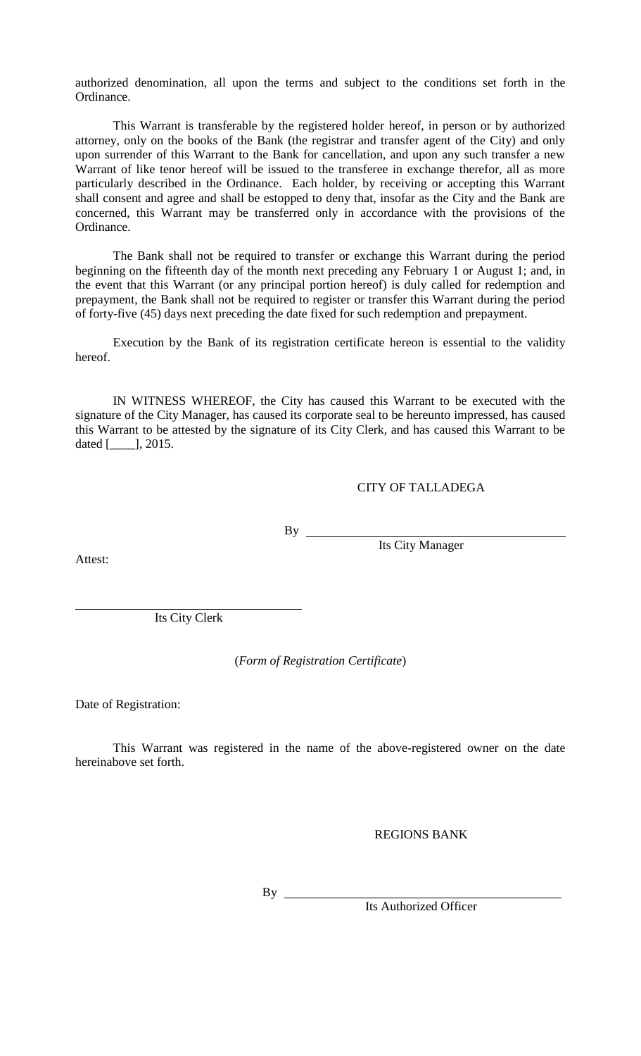authorized denomination, all upon the terms and subject to the conditions set forth in the Ordinance.

This Warrant is transferable by the registered holder hereof, in person or by authorized attorney, only on the books of the Bank (the registrar and transfer agent of the City) and only upon surrender of this Warrant to the Bank for cancellation, and upon any such transfer a new Warrant of like tenor hereof will be issued to the transferee in exchange therefor, all as more particularly described in the Ordinance. Each holder, by receiving or accepting this Warrant shall consent and agree and shall be estopped to deny that, insofar as the City and the Bank are concerned, this Warrant may be transferred only in accordance with the provisions of the Ordinance.

The Bank shall not be required to transfer or exchange this Warrant during the period beginning on the fifteenth day of the month next preceding any February 1 or August 1; and, in the event that this Warrant (or any principal portion hereof) is duly called for redemption and prepayment, the Bank shall not be required to register or transfer this Warrant during the period of forty-five (45) days next preceding the date fixed for such redemption and prepayment.

Execution by the Bank of its registration certificate hereon is essential to the validity hereof.

IN WITNESS WHEREOF, the City has caused this Warrant to be executed with the signature of the City Manager, has caused its corporate seal to be hereunto impressed, has caused this Warrant to be attested by the signature of its City Clerk, and has caused this Warrant to be dated [____], 2015.

CITY OF TALLADEGA

By ______________________________
Its City Manager

Attest:

______________________________
Its City Clerk

(*Form of Registration Certificate*)

Date of Registration:

This Warrant was registered in the name of the above-registered owner on the date hereinabove set forth.

REGIONS BANK

By ______________________________
Its Authorized Officer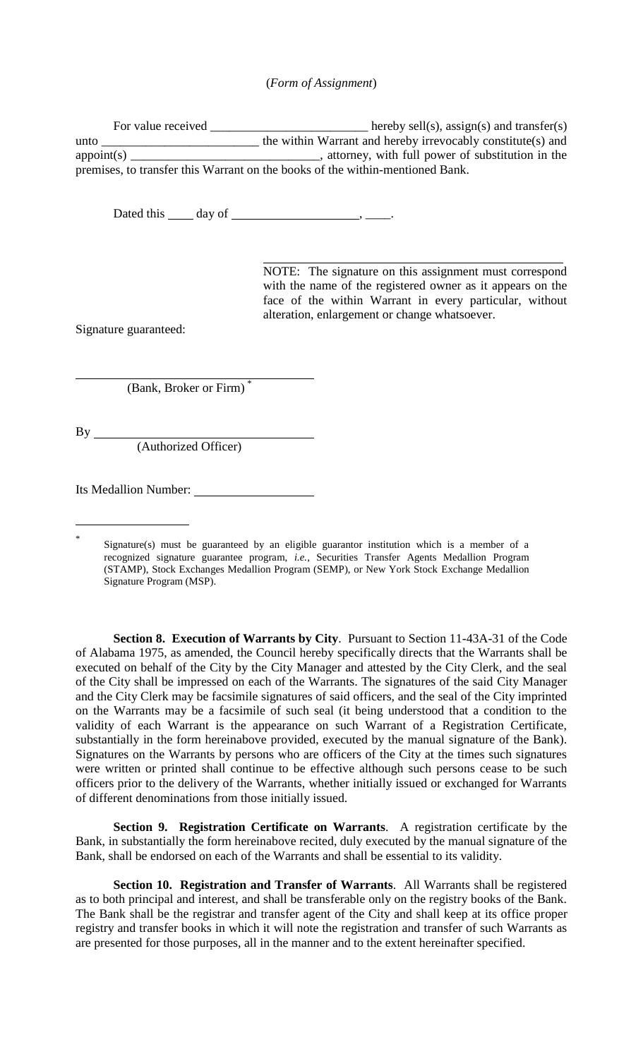(*Form of Assignment*)

For value received _________________________ hereby sell(s), assign(s) and transfer(s) unto _________________________ the within Warrant and hereby irrevocably constitute(s) and appoint(s) _____________________________, attorney, with full power of substitution in the premises, to transfer this Warrant on the books of the within-mentioned Bank.

Dated this ____ day of ____________________, ____.

_____________________________________________

NOTE: The signature on this assignment must correspond with the name of the registered owner as it appears on the face of the within Warrant in every particular, without alteration, enlargement or change whatsoever.

Signature guaranteed:

_________________________________
(Bank, Broker or Firm) *

By _______________________________
(Authorized Officer)

Its Medallion Number: ___________________

* Signature(s) must be guaranteed by an eligible guarantor institution which is a member of a recognized signature guarantee program, *i.e.*, Securities Transfer Agents Medallion Program (STAMP), Stock Exchanges Medallion Program (SEMP), or New York Stock Exchange Medallion Signature Program (MSP).

**Section 8. Execution of Warrants by City**. Pursuant to Section 11-43A-31 of the Code of Alabama 1975, as amended, the Council hereby specifically directs that the Warrants shall be executed on behalf of the City by the City Manager and attested by the City Clerk, and the seal of the City shall be impressed on each of the Warrants. The signatures of the said City Manager and the City Clerk may be facsimile signatures of said officers, and the seal of the City imprinted on the Warrants may be a facsimile of such seal (it being understood that a condition to the validity of each Warrant is the appearance on such Warrant of a Registration Certificate, substantially in the form hereinabove provided, executed by the manual signature of the Bank). Signatures on the Warrants by persons who are officers of the City at the times such signatures were written or printed shall continue to be effective although such persons cease to be such officers prior to the delivery of the Warrants, whether initially issued or exchanged for Warrants of different denominations from those initially issued.

**Section 9. Registration Certificate on Warrants**. A registration certificate by the Bank, in substantially the form hereinabove recited, duly executed by the manual signature of the Bank, shall be endorsed on each of the Warrants and shall be essential to its validity.

**Section 10. Registration and Transfer of Warrants**. All Warrants shall be registered as to both principal and interest, and shall be transferable only on the registry books of the Bank. The Bank shall be the registrar and transfer agent of the City and shall keep at its office proper registry and transfer books in which it will note the registration and transfer of such Warrants as are presented for those purposes, all in the manner and to the extent hereinafter specified.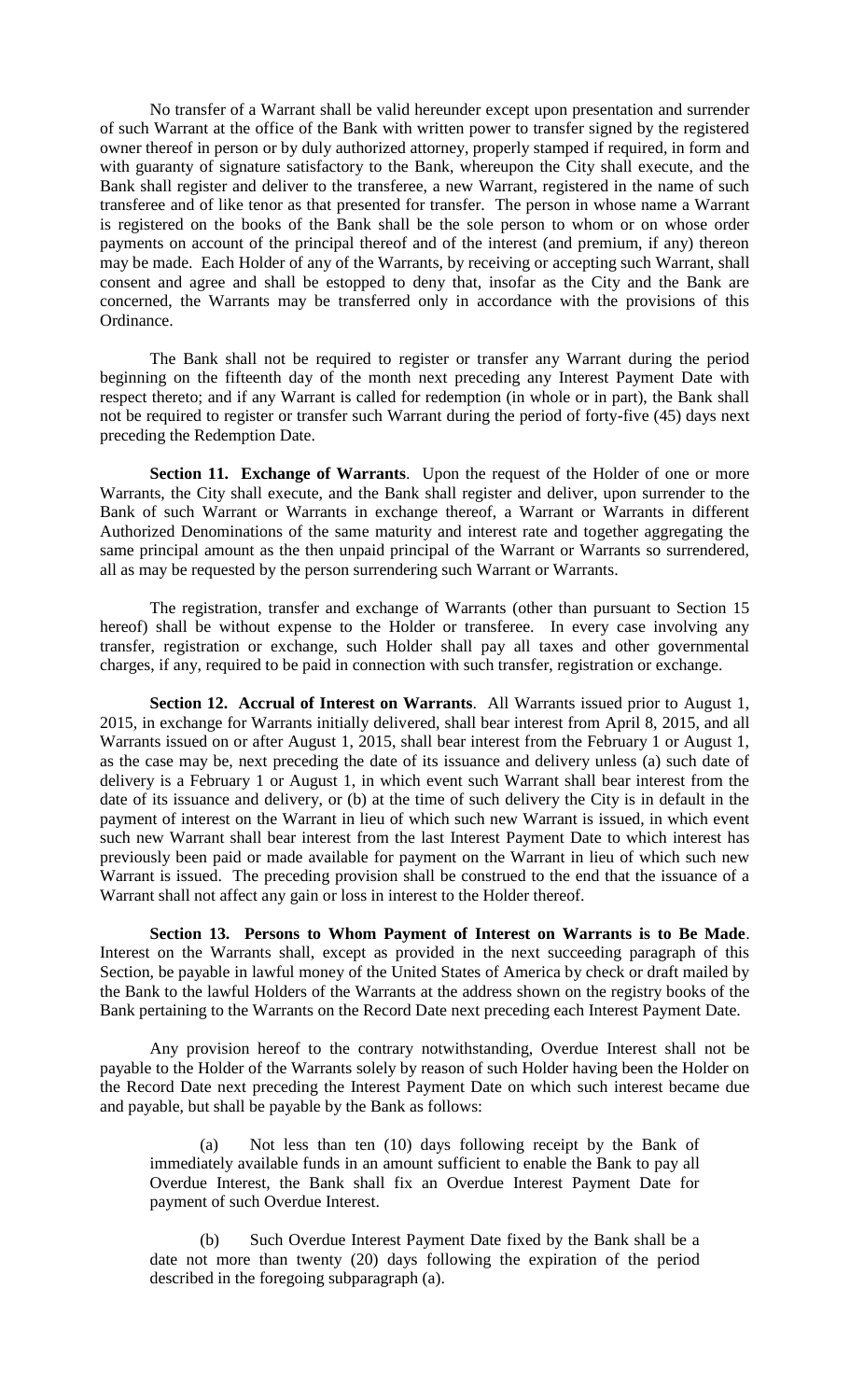No transfer of a Warrant shall be valid hereunder except upon presentation and surrender of such Warrant at the office of the Bank with written power to transfer signed by the registered owner thereof in person or by duly authorized attorney, properly stamped if required, in form and with guaranty of signature satisfactory to the Bank, whereupon the City shall execute, and the Bank shall register and deliver to the transferee, a new Warrant, registered in the name of such transferee and of like tenor as that presented for transfer. The person in whose name a Warrant is registered on the books of the Bank shall be the sole person to whom or on whose order payments on account of the principal thereof and of the interest (and premium, if any) thereon may be made. Each Holder of any of the Warrants, by receiving or accepting such Warrant, shall consent and agree and shall be estopped to deny that, insofar as the City and the Bank are concerned, the Warrants may be transferred only in accordance with the provisions of this Ordinance.

The Bank shall not be required to register or transfer any Warrant during the period beginning on the fifteenth day of the month next preceding any Interest Payment Date with respect thereto; and if any Warrant is called for redemption (in whole or in part), the Bank shall not be required to register or transfer such Warrant during the period of forty-five (45) days next preceding the Redemption Date.

**Section 11. Exchange of Warrants**. Upon the request of the Holder of one or more Warrants, the City shall execute, and the Bank shall register and deliver, upon surrender to the Bank of such Warrant or Warrants in exchange thereof, a Warrant or Warrants in different Authorized Denominations of the same maturity and interest rate and together aggregating the same principal amount as the then unpaid principal of the Warrant or Warrants so surrendered, all as may be requested by the person surrendering such Warrant or Warrants.

The registration, transfer and exchange of Warrants (other than pursuant to Section 15 hereof) shall be without expense to the Holder or transferee. In every case involving any transfer, registration or exchange, such Holder shall pay all taxes and other governmental charges, if any, required to be paid in connection with such transfer, registration or exchange.

**Section 12. Accrual of Interest on Warrants**. All Warrants issued prior to August 1, 2015, in exchange for Warrants initially delivered, shall bear interest from April 8, 2015, and all Warrants issued on or after August 1, 2015, shall bear interest from the February 1 or August 1, as the case may be, next preceding the date of its issuance and delivery unless (a) such date of delivery is a February 1 or August 1, in which event such Warrant shall bear interest from the date of its issuance and delivery, or (b) at the time of such delivery the City is in default in the payment of interest on the Warrant in lieu of which such new Warrant is issued, in which event such new Warrant shall bear interest from the last Interest Payment Date to which interest has previously been paid or made available for payment on the Warrant in lieu of which such new Warrant is issued. The preceding provision shall be construed to the end that the issuance of a Warrant shall not affect any gain or loss in interest to the Holder thereof.

**Section 13. Persons to Whom Payment of Interest on Warrants is to Be Made**. Interest on the Warrants shall, except as provided in the next succeeding paragraph of this Section, be payable in lawful money of the United States of America by check or draft mailed by the Bank to the lawful Holders of the Warrants at the address shown on the registry books of the Bank pertaining to the Warrants on the Record Date next preceding each Interest Payment Date.

Any provision hereof to the contrary notwithstanding, Overdue Interest shall not be payable to the Holder of the Warrants solely by reason of such Holder having been the Holder on the Record Date next preceding the Interest Payment Date on which such interest became due and payable, but shall be payable by the Bank as follows:

(a) Not less than ten (10) days following receipt by the Bank of immediately available funds in an amount sufficient to enable the Bank to pay all Overdue Interest, the Bank shall fix an Overdue Interest Payment Date for payment of such Overdue Interest.

(b) Such Overdue Interest Payment Date fixed by the Bank shall be a date not more than twenty (20) days following the expiration of the period described in the foregoing subparagraph (a).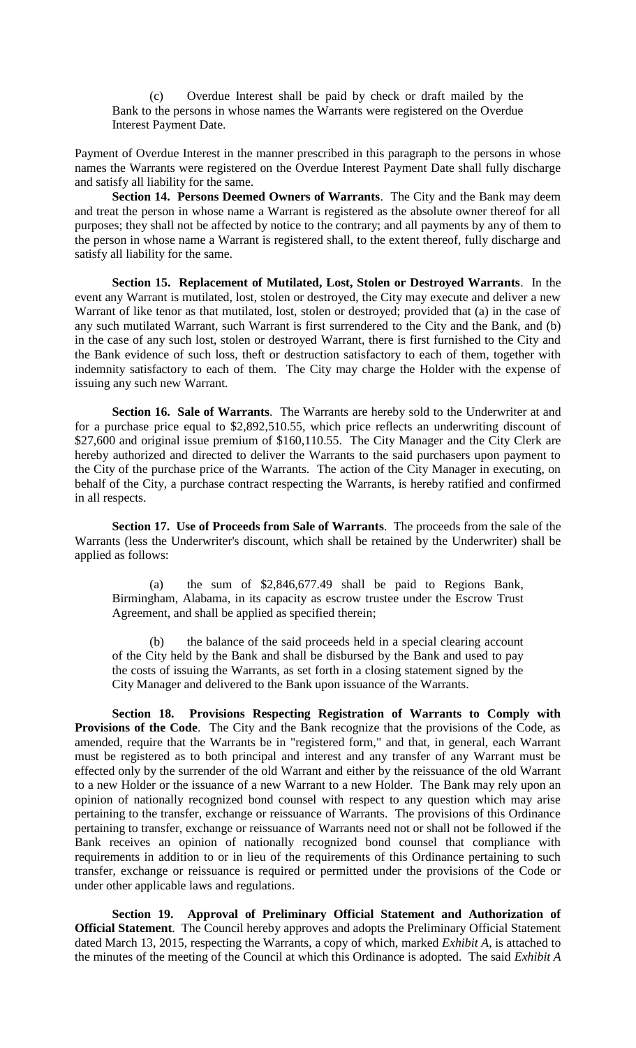(c) Overdue Interest shall be paid by check or draft mailed by the Bank to the persons in whose names the Warrants were registered on the Overdue Interest Payment Date.

Payment of Overdue Interest in the manner prescribed in this paragraph to the persons in whose names the Warrants were registered on the Overdue Interest Payment Date shall fully discharge and satisfy all liability for the same.

**Section 14. Persons Deemed Owners of Warrants**. The City and the Bank may deem and treat the person in whose name a Warrant is registered as the absolute owner thereof for all purposes; they shall not be affected by notice to the contrary; and all payments by any of them to the person in whose name a Warrant is registered shall, to the extent thereof, fully discharge and satisfy all liability for the same.

**Section 15. Replacement of Mutilated, Lost, Stolen or Destroyed Warrants**. In the event any Warrant is mutilated, lost, stolen or destroyed, the City may execute and deliver a new Warrant of like tenor as that mutilated, lost, stolen or destroyed; provided that (a) in the case of any such mutilated Warrant, such Warrant is first surrendered to the City and the Bank, and (b) in the case of any such lost, stolen or destroyed Warrant, there is first furnished to the City and the Bank evidence of such loss, theft or destruction satisfactory to each of them, together with indemnity satisfactory to each of them. The City may charge the Holder with the expense of issuing any such new Warrant.

**Section 16. Sale of Warrants**. The Warrants are hereby sold to the Underwriter at and for a purchase price equal to $2,892,510.55, which price reflects an underwriting discount of $27,600 and original issue premium of $160,110.55. The City Manager and the City Clerk are hereby authorized and directed to deliver the Warrants to the said purchasers upon payment to the City of the purchase price of the Warrants. The action of the City Manager in executing, on behalf of the City, a purchase contract respecting the Warrants, is hereby ratified and confirmed in all respects.

**Section 17. Use of Proceeds from Sale of Warrants**. The proceeds from the sale of the Warrants (less the Underwriter's discount, which shall be retained by the Underwriter) shall be applied as follows:

(a) the sum of $2,846,677.49 shall be paid to Regions Bank, Birmingham, Alabama, in its capacity as escrow trustee under the Escrow Trust Agreement, and shall be applied as specified therein;

(b) the balance of the said proceeds held in a special clearing account of the City held by the Bank and shall be disbursed by the Bank and used to pay the costs of issuing the Warrants, as set forth in a closing statement signed by the City Manager and delivered to the Bank upon issuance of the Warrants.

**Section 18. Provisions Respecting Registration of Warrants to Comply with Provisions of the Code**. The City and the Bank recognize that the provisions of the Code, as amended, require that the Warrants be in "registered form," and that, in general, each Warrant must be registered as to both principal and interest and any transfer of any Warrant must be effected only by the surrender of the old Warrant and either by the reissuance of the old Warrant to a new Holder or the issuance of a new Warrant to a new Holder. The Bank may rely upon an opinion of nationally recognized bond counsel with respect to any question which may arise pertaining to the transfer, exchange or reissuance of Warrants. The provisions of this Ordinance pertaining to transfer, exchange or reissuance of Warrants need not or shall not be followed if the Bank receives an opinion of nationally recognized bond counsel that compliance with requirements in addition to or in lieu of the requirements of this Ordinance pertaining to such transfer, exchange or reissuance is required or permitted under the provisions of the Code or under other applicable laws and regulations.

**Section 19. Approval of Preliminary Official Statement and Authorization of Official Statement**. The Council hereby approves and adopts the Preliminary Official Statement dated March 13, 2015, respecting the Warrants, a copy of which, marked *Exhibit A*, is attached to the minutes of the meeting of the Council at which this Ordinance is adopted. The said *Exhibit A*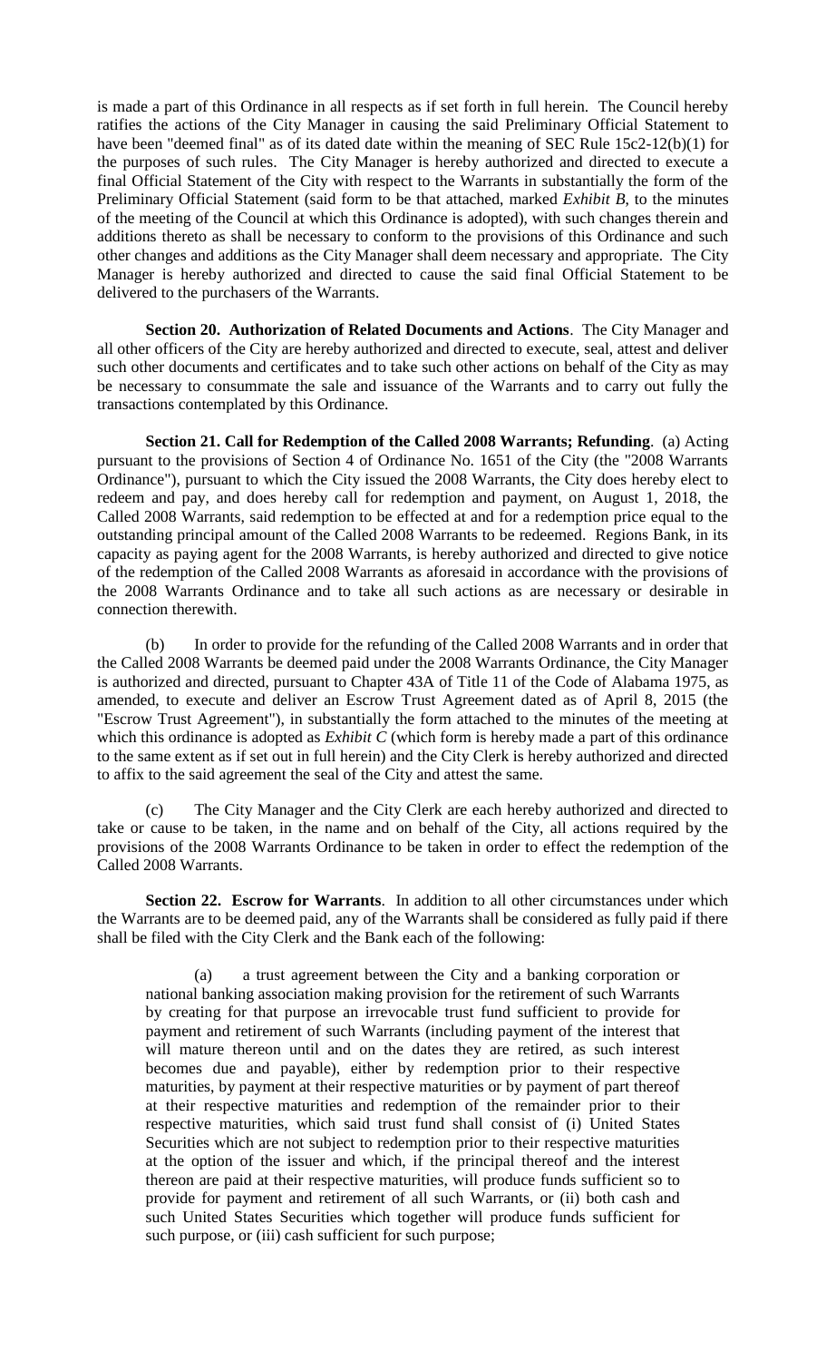is made a part of this Ordinance in all respects as if set forth in full herein. The Council hereby ratifies the actions of the City Manager in causing the said Preliminary Official Statement to have been "deemed final" as of its dated date within the meaning of SEC Rule 15c2-12(b)(1) for the purposes of such rules. The City Manager is hereby authorized and directed to execute a final Official Statement of the City with respect to the Warrants in substantially the form of the Preliminary Official Statement (said form to be that attached, marked *Exhibit B*, to the minutes of the meeting of the Council at which this Ordinance is adopted), with such changes therein and additions thereto as shall be necessary to conform to the provisions of this Ordinance and such other changes and additions as the City Manager shall deem necessary and appropriate. The City Manager is hereby authorized and directed to cause the said final Official Statement to be delivered to the purchasers of the Warrants.

**Section 20. Authorization of Related Documents and Actions**. The City Manager and all other officers of the City are hereby authorized and directed to execute, seal, attest and deliver such other documents and certificates and to take such other actions on behalf of the City as may be necessary to consummate the sale and issuance of the Warrants and to carry out fully the transactions contemplated by this Ordinance.

**Section 21. Call for Redemption of the Called 2008 Warrants; Refunding**. (a) Acting pursuant to the provisions of Section 4 of Ordinance No. 1651 of the City (the "2008 Warrants Ordinance"), pursuant to which the City issued the 2008 Warrants, the City does hereby elect to redeem and pay, and does hereby call for redemption and payment, on August 1, 2018, the Called 2008 Warrants, said redemption to be effected at and for a redemption price equal to the outstanding principal amount of the Called 2008 Warrants to be redeemed. Regions Bank, in its capacity as paying agent for the 2008 Warrants, is hereby authorized and directed to give notice of the redemption of the Called 2008 Warrants as aforesaid in accordance with the provisions of the 2008 Warrants Ordinance and to take all such actions as are necessary or desirable in connection therewith.

(b) In order to provide for the refunding of the Called 2008 Warrants and in order that the Called 2008 Warrants be deemed paid under the 2008 Warrants Ordinance, the City Manager is authorized and directed, pursuant to Chapter 43A of Title 11 of the Code of Alabama 1975, as amended, to execute and deliver an Escrow Trust Agreement dated as of April 8, 2015 (the "Escrow Trust Agreement"), in substantially the form attached to the minutes of the meeting at which this ordinance is adopted as *Exhibit C* (which form is hereby made a part of this ordinance to the same extent as if set out in full herein) and the City Clerk is hereby authorized and directed to affix to the said agreement the seal of the City and attest the same.

(c) The City Manager and the City Clerk are each hereby authorized and directed to take or cause to be taken, in the name and on behalf of the City, all actions required by the provisions of the 2008 Warrants Ordinance to be taken in order to effect the redemption of the Called 2008 Warrants.

**Section 22. Escrow for Warrants**. In addition to all other circumstances under which the Warrants are to be deemed paid, any of the Warrants shall be considered as fully paid if there shall be filed with the City Clerk and the Bank each of the following:

(a) a trust agreement between the City and a banking corporation or national banking association making provision for the retirement of such Warrants by creating for that purpose an irrevocable trust fund sufficient to provide for payment and retirement of such Warrants (including payment of the interest that will mature thereon until and on the dates they are retired, as such interest becomes due and payable), either by redemption prior to their respective maturities, by payment at their respective maturities or by payment of part thereof at their respective maturities and redemption of the remainder prior to their respective maturities, which said trust fund shall consist of (i) United States Securities which are not subject to redemption prior to their respective maturities at the option of the issuer and which, if the principal thereof and the interest thereon are paid at their respective maturities, will produce funds sufficient so to provide for payment and retirement of all such Warrants, or (ii) both cash and such United States Securities which together will produce funds sufficient for such purpose, or (iii) cash sufficient for such purpose;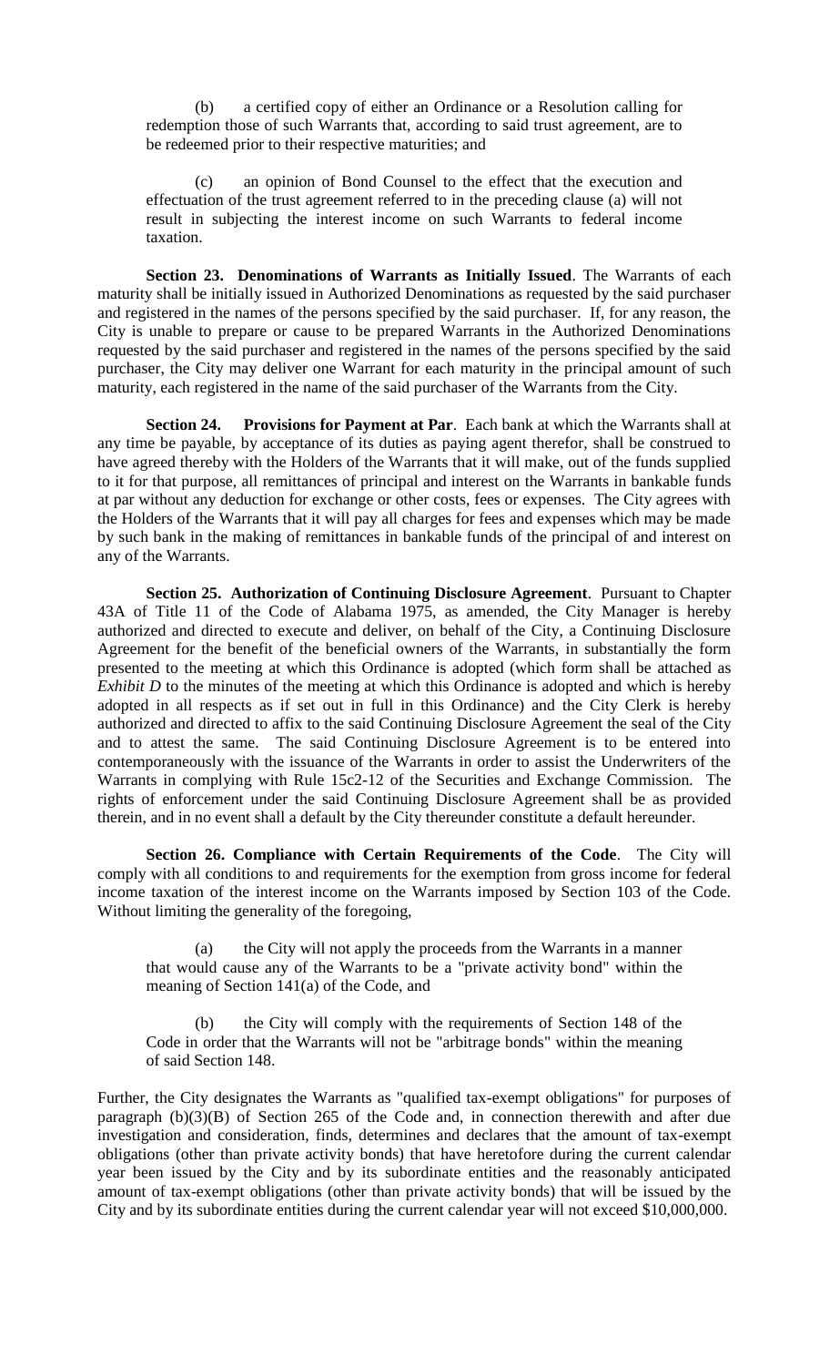(b) a certified copy of either an Ordinance or a Resolution calling for redemption those of such Warrants that, according to said trust agreement, are to be redeemed prior to their respective maturities; and

(c) an opinion of Bond Counsel to the effect that the execution and effectuation of the trust agreement referred to in the preceding clause (a) will not result in subjecting the interest income on such Warrants to federal income taxation.

**Section 23. Denominations of Warrants as Initially Issued**. The Warrants of each maturity shall be initially issued in Authorized Denominations as requested by the said purchaser and registered in the names of the persons specified by the said purchaser. If, for any reason, the City is unable to prepare or cause to be prepared Warrants in the Authorized Denominations requested by the said purchaser and registered in the names of the persons specified by the said purchaser, the City may deliver one Warrant for each maturity in the principal amount of such maturity, each registered in the name of the said purchaser of the Warrants from the City.

**Section 24. Provisions for Payment at Par**. Each bank at which the Warrants shall at any time be payable, by acceptance of its duties as paying agent therefor, shall be construed to have agreed thereby with the Holders of the Warrants that it will make, out of the funds supplied to it for that purpose, all remittances of principal and interest on the Warrants in bankable funds at par without any deduction for exchange or other costs, fees or expenses. The City agrees with the Holders of the Warrants that it will pay all charges for fees and expenses which may be made by such bank in the making of remittances in bankable funds of the principal of and interest on any of the Warrants.

**Section 25. Authorization of Continuing Disclosure Agreement**. Pursuant to Chapter 43A of Title 11 of the Code of Alabama 1975, as amended, the City Manager is hereby authorized and directed to execute and deliver, on behalf of the City, a Continuing Disclosure Agreement for the benefit of the beneficial owners of the Warrants, in substantially the form presented to the meeting at which this Ordinance is adopted (which form shall be attached as *Exhibit D* to the minutes of the meeting at which this Ordinance is adopted and which is hereby adopted in all respects as if set out in full in this Ordinance) and the City Clerk is hereby authorized and directed to affix to the said Continuing Disclosure Agreement the seal of the City and to attest the same. The said Continuing Disclosure Agreement is to be entered into contemporaneously with the issuance of the Warrants in order to assist the Underwriters of the Warrants in complying with Rule 15c2-12 of the Securities and Exchange Commission. The rights of enforcement under the said Continuing Disclosure Agreement shall be as provided therein, and in no event shall a default by the City thereunder constitute a default hereunder.

**Section 26. Compliance with Certain Requirements of the Code**. The City will comply with all conditions to and requirements for the exemption from gross income for federal income taxation of the interest income on the Warrants imposed by Section 103 of the Code. Without limiting the generality of the foregoing,

(a) the City will not apply the proceeds from the Warrants in a manner that would cause any of the Warrants to be a "private activity bond" within the meaning of Section 141(a) of the Code, and

(b) the City will comply with the requirements of Section 148 of the Code in order that the Warrants will not be "arbitrage bonds" within the meaning of said Section 148.

Further, the City designates the Warrants as "qualified tax-exempt obligations" for purposes of paragraph (b)(3)(B) of Section 265 of the Code and, in connection therewith and after due investigation and consideration, finds, determines and declares that the amount of tax-exempt obligations (other than private activity bonds) that have heretofore during the current calendar year been issued by the City and by its subordinate entities and the reasonably anticipated amount of tax-exempt obligations (other than private activity bonds) that will be issued by the City and by its subordinate entities during the current calendar year will not exceed $10,000,000.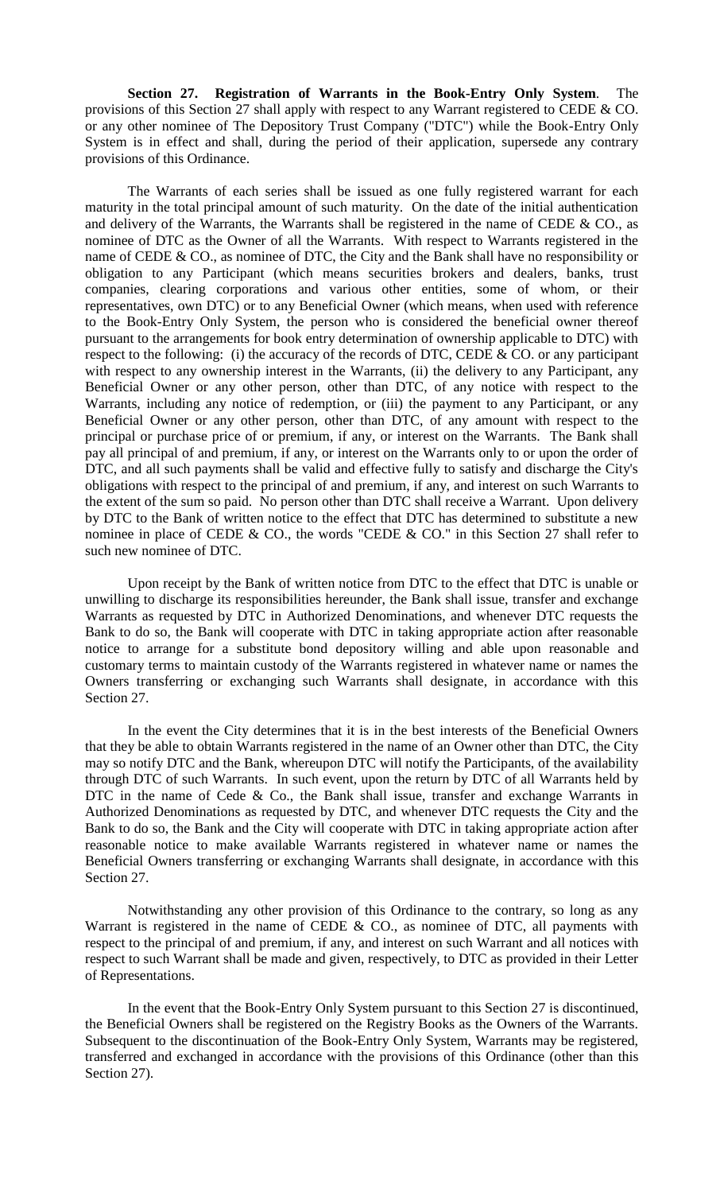**Section 27. Registration of Warrants in the Book-Entry Only System**. The provisions of this Section 27 shall apply with respect to any Warrant registered to CEDE & CO. or any other nominee of The Depository Trust Company ("DTC") while the Book-Entry Only System is in effect and shall, during the period of their application, supersede any contrary provisions of this Ordinance.

The Warrants of each series shall be issued as one fully registered warrant for each maturity in the total principal amount of such maturity. On the date of the initial authentication and delivery of the Warrants, the Warrants shall be registered in the name of CEDE & CO., as nominee of DTC as the Owner of all the Warrants. With respect to Warrants registered in the name of CEDE & CO., as nominee of DTC, the City and the Bank shall have no responsibility or obligation to any Participant (which means securities brokers and dealers, banks, trust companies, clearing corporations and various other entities, some of whom, or their representatives, own DTC) or to any Beneficial Owner (which means, when used with reference to the Book-Entry Only System, the person who is considered the beneficial owner thereof pursuant to the arrangements for book entry determination of ownership applicable to DTC) with respect to the following: (i) the accuracy of the records of DTC, CEDE & CO. or any participant with respect to any ownership interest in the Warrants, (ii) the delivery to any Participant, any Beneficial Owner or any other person, other than DTC, of any notice with respect to the Warrants, including any notice of redemption, or (iii) the payment to any Participant, or any Beneficial Owner or any other person, other than DTC, of any amount with respect to the principal or purchase price of or premium, if any, or interest on the Warrants. The Bank shall pay all principal of and premium, if any, or interest on the Warrants only to or upon the order of DTC, and all such payments shall be valid and effective fully to satisfy and discharge the City's obligations with respect to the principal of and premium, if any, and interest on such Warrants to the extent of the sum so paid. No person other than DTC shall receive a Warrant. Upon delivery by DTC to the Bank of written notice to the effect that DTC has determined to substitute a new nominee in place of CEDE & CO., the words "CEDE & CO." in this Section 27 shall refer to such new nominee of DTC.

Upon receipt by the Bank of written notice from DTC to the effect that DTC is unable or unwilling to discharge its responsibilities hereunder, the Bank shall issue, transfer and exchange Warrants as requested by DTC in Authorized Denominations, and whenever DTC requests the Bank to do so, the Bank will cooperate with DTC in taking appropriate action after reasonable notice to arrange for a substitute bond depository willing and able upon reasonable and customary terms to maintain custody of the Warrants registered in whatever name or names the Owners transferring or exchanging such Warrants shall designate, in accordance with this Section 27.

In the event the City determines that it is in the best interests of the Beneficial Owners that they be able to obtain Warrants registered in the name of an Owner other than DTC, the City may so notify DTC and the Bank, whereupon DTC will notify the Participants, of the availability through DTC of such Warrants. In such event, upon the return by DTC of all Warrants held by DTC in the name of Cede & Co., the Bank shall issue, transfer and exchange Warrants in Authorized Denominations as requested by DTC, and whenever DTC requests the City and the Bank to do so, the Bank and the City will cooperate with DTC in taking appropriate action after reasonable notice to make available Warrants registered in whatever name or names the Beneficial Owners transferring or exchanging Warrants shall designate, in accordance with this Section 27.

Notwithstanding any other provision of this Ordinance to the contrary, so long as any Warrant is registered in the name of CEDE & CO., as nominee of DTC, all payments with respect to the principal of and premium, if any, and interest on such Warrant and all notices with respect to such Warrant shall be made and given, respectively, to DTC as provided in their Letter of Representations.

In the event that the Book-Entry Only System pursuant to this Section 27 is discontinued, the Beneficial Owners shall be registered on the Registry Books as the Owners of the Warrants. Subsequent to the discontinuation of the Book-Entry Only System, Warrants may be registered, transferred and exchanged in accordance with the provisions of this Ordinance (other than this Section 27).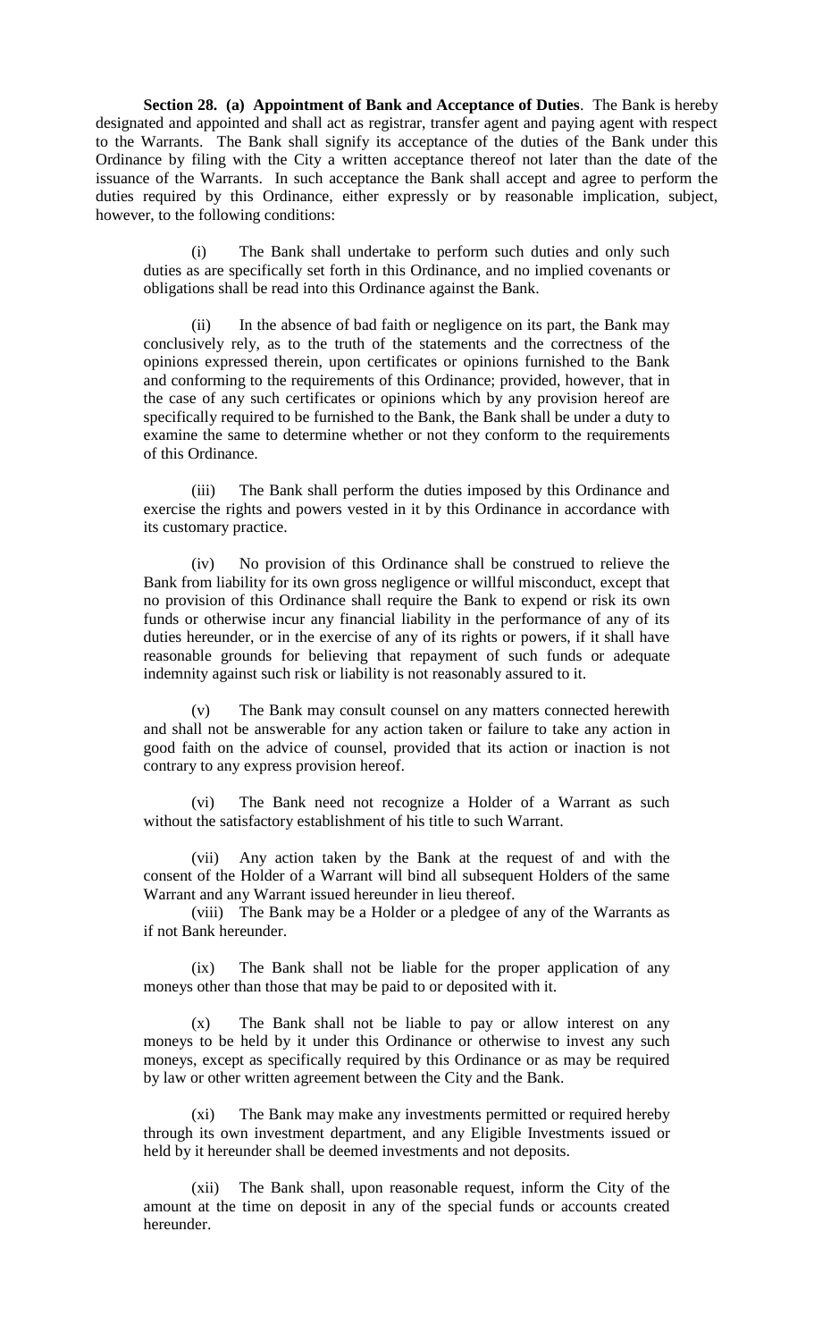**Section 28. (a) Appointment of Bank and Acceptance of Duties**. The Bank is hereby designated and appointed and shall act as registrar, transfer agent and paying agent with respect to the Warrants. The Bank shall signify its acceptance of the duties of the Bank under this Ordinance by filing with the City a written acceptance thereof not later than the date of the issuance of the Warrants. In such acceptance the Bank shall accept and agree to perform the duties required by this Ordinance, either expressly or by reasonable implication, subject, however, to the following conditions:

(i) The Bank shall undertake to perform such duties and only such duties as are specifically set forth in this Ordinance, and no implied covenants or obligations shall be read into this Ordinance against the Bank.

(ii) In the absence of bad faith or negligence on its part, the Bank may conclusively rely, as to the truth of the statements and the correctness of the opinions expressed therein, upon certificates or opinions furnished to the Bank and conforming to the requirements of this Ordinance; provided, however, that in the case of any such certificates or opinions which by any provision hereof are specifically required to be furnished to the Bank, the Bank shall be under a duty to examine the same to determine whether or not they conform to the requirements of this Ordinance.

(iii) The Bank shall perform the duties imposed by this Ordinance and exercise the rights and powers vested in it by this Ordinance in accordance with its customary practice.

(iv) No provision of this Ordinance shall be construed to relieve the Bank from liability for its own gross negligence or willful misconduct, except that no provision of this Ordinance shall require the Bank to expend or risk its own funds or otherwise incur any financial liability in the performance of any of its duties hereunder, or in the exercise of any of its rights or powers, if it shall have reasonable grounds for believing that repayment of such funds or adequate indemnity against such risk or liability is not reasonably assured to it.

(v) The Bank may consult counsel on any matters connected herewith and shall not be answerable for any action taken or failure to take any action in good faith on the advice of counsel, provided that its action or inaction is not contrary to any express provision hereof.

(vi) The Bank need not recognize a Holder of a Warrant as such without the satisfactory establishment of his title to such Warrant.

(vii) Any action taken by the Bank at the request of and with the consent of the Holder of a Warrant will bind all subsequent Holders of the same Warrant and any Warrant issued hereunder in lieu thereof.

(viii) The Bank may be a Holder or a pledgee of any of the Warrants as if not Bank hereunder.

(ix) The Bank shall not be liable for the proper application of any moneys other than those that may be paid to or deposited with it.

(x) The Bank shall not be liable to pay or allow interest on any moneys to be held by it under this Ordinance or otherwise to invest any such moneys, except as specifically required by this Ordinance or as may be required by law or other written agreement between the City and the Bank.

(xi) The Bank may make any investments permitted or required hereby through its own investment department, and any Eligible Investments issued or held by it hereunder shall be deemed investments and not deposits.

(xii) The Bank shall, upon reasonable request, inform the City of the amount at the time on deposit in any of the special funds or accounts created hereunder.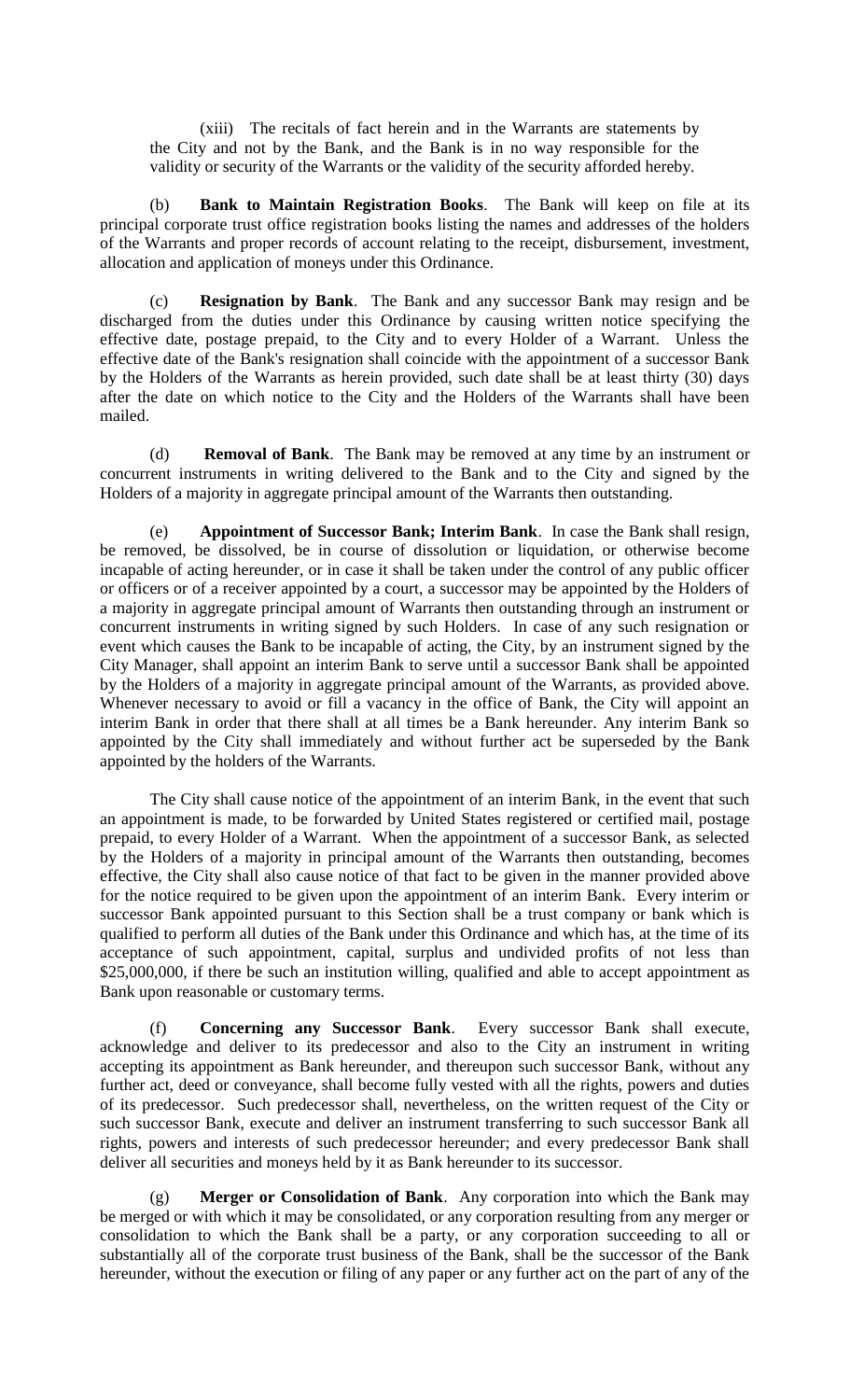(xiii) The recitals of fact herein and in the Warrants are statements by the City and not by the Bank, and the Bank is in no way responsible for the validity or security of the Warrants or the validity of the security afforded hereby.

(b) **Bank to Maintain Registration Books**. The Bank will keep on file at its principal corporate trust office registration books listing the names and addresses of the holders of the Warrants and proper records of account relating to the receipt, disbursement, investment, allocation and application of moneys under this Ordinance.

(c) **Resignation by Bank**. The Bank and any successor Bank may resign and be discharged from the duties under this Ordinance by causing written notice specifying the effective date, postage prepaid, to the City and to every Holder of a Warrant. Unless the effective date of the Bank's resignation shall coincide with the appointment of a successor Bank by the Holders of the Warrants as herein provided, such date shall be at least thirty (30) days after the date on which notice to the City and the Holders of the Warrants shall have been mailed.

(d) **Removal of Bank**. The Bank may be removed at any time by an instrument or concurrent instruments in writing delivered to the Bank and to the City and signed by the Holders of a majority in aggregate principal amount of the Warrants then outstanding.

(e) **Appointment of Successor Bank; Interim Bank**. In case the Bank shall resign, be removed, be dissolved, be in course of dissolution or liquidation, or otherwise become incapable of acting hereunder, or in case it shall be taken under the control of any public officer or officers or of a receiver appointed by a court, a successor may be appointed by the Holders of a majority in aggregate principal amount of Warrants then outstanding through an instrument or concurrent instruments in writing signed by such Holders. In case of any such resignation or event which causes the Bank to be incapable of acting, the City, by an instrument signed by the City Manager, shall appoint an interim Bank to serve until a successor Bank shall be appointed by the Holders of a majority in aggregate principal amount of the Warrants, as provided above. Whenever necessary to avoid or fill a vacancy in the office of Bank, the City will appoint an interim Bank in order that there shall at all times be a Bank hereunder. Any interim Bank so appointed by the City shall immediately and without further act be superseded by the Bank appointed by the holders of the Warrants.

The City shall cause notice of the appointment of an interim Bank, in the event that such an appointment is made, to be forwarded by United States registered or certified mail, postage prepaid, to every Holder of a Warrant. When the appointment of a successor Bank, as selected by the Holders of a majority in principal amount of the Warrants then outstanding, becomes effective, the City shall also cause notice of that fact to be given in the manner provided above for the notice required to be given upon the appointment of an interim Bank. Every interim or successor Bank appointed pursuant to this Section shall be a trust company or bank which is qualified to perform all duties of the Bank under this Ordinance and which has, at the time of its acceptance of such appointment, capital, surplus and undivided profits of not less than $25,000,000, if there be such an institution willing, qualified and able to accept appointment as Bank upon reasonable or customary terms.

(f) **Concerning any Successor Bank**. Every successor Bank shall execute, acknowledge and deliver to its predecessor and also to the City an instrument in writing accepting its appointment as Bank hereunder, and thereupon such successor Bank, without any further act, deed or conveyance, shall become fully vested with all the rights, powers and duties of its predecessor. Such predecessor shall, nevertheless, on the written request of the City or such successor Bank, execute and deliver an instrument transferring to such successor Bank all rights, powers and interests of such predecessor hereunder; and every predecessor Bank shall deliver all securities and moneys held by it as Bank hereunder to its successor.

(g) **Merger or Consolidation of Bank**. Any corporation into which the Bank may be merged or with which it may be consolidated, or any corporation resulting from any merger or consolidation to which the Bank shall be a party, or any corporation succeeding to all or substantially all of the corporate trust business of the Bank, shall be the successor of the Bank hereunder, without the execution or filing of any paper or any further act on the part of any of the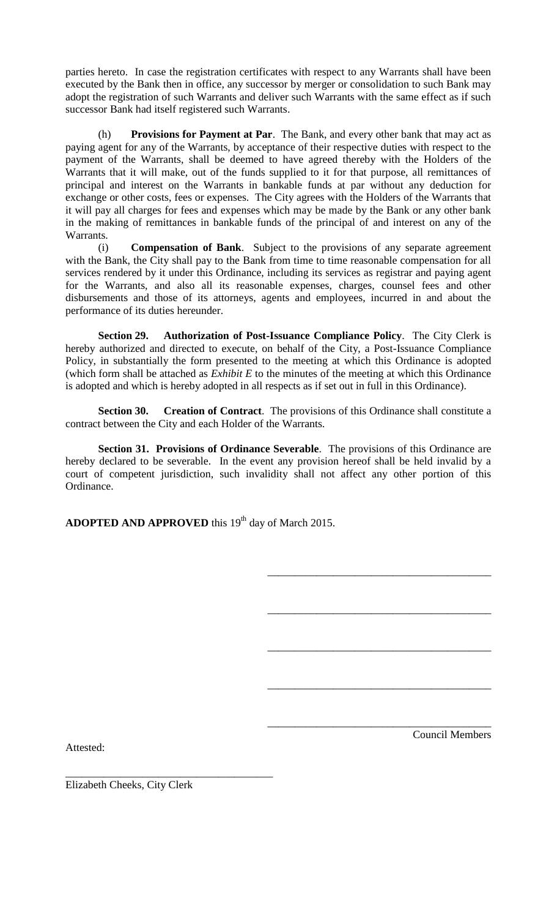parties hereto. In case the registration certificates with respect to any Warrants shall have been executed by the Bank then in office, any successor by merger or consolidation to such Bank may adopt the registration of such Warrants and deliver such Warrants with the same effect as if such successor Bank had itself registered such Warrants.

(h) **Provisions for Payment at Par**. The Bank, and every other bank that may act as paying agent for any of the Warrants, by acceptance of their respective duties with respect to the payment of the Warrants, shall be deemed to have agreed thereby with the Holders of the Warrants that it will make, out of the funds supplied to it for that purpose, all remittances of principal and interest on the Warrants in bankable funds at par without any deduction for exchange or other costs, fees or expenses. The City agrees with the Holders of the Warrants that it will pay all charges for fees and expenses which may be made by the Bank or any other bank in the making of remittances in bankable funds of the principal of and interest on any of the Warrants.

(i) **Compensation of Bank**. Subject to the provisions of any separate agreement with the Bank, the City shall pay to the Bank from time to time reasonable compensation for all services rendered by it under this Ordinance, including its services as registrar and paying agent for the Warrants, and also all its reasonable expenses, charges, counsel fees and other disbursements and those of its attorneys, agents and employees, incurred in and about the performance of its duties hereunder.

**Section 29. Authorization of Post-Issuance Compliance Policy**. The City Clerk is hereby authorized and directed to execute, on behalf of the City, a Post-Issuance Compliance Policy, in substantially the form presented to the meeting at which this Ordinance is adopted (which form shall be attached as *Exhibit E* to the minutes of the meeting at which this Ordinance is adopted and which is hereby adopted in all respects as if set out in full in this Ordinance).

**Section 30. Creation of Contract**. The provisions of this Ordinance shall constitute a contract between the City and each Holder of the Warrants.

**Section 31. Provisions of Ordinance Severable**. The provisions of this Ordinance are hereby declared to be severable. In the event any provision hereof shall be held invalid by a court of competent jurisdiction, such invalidity shall not affect any other portion of this Ordinance.

**ADOPTED AND APPROVED** this 19th day of March 2015.

\_\_\_\_\_\_\_\_\_\_\_\_\_\_\_\_\_\_\_\_\_\_\_\_\_\_\_\_\_\_\_\_\_\_\_\_\_\_\_\_

\_\_\_\_\_\_\_\_\_\_\_\_\_\_\_\_\_\_\_\_\_\_\_\_\_\_\_\_\_\_\_\_\_\_\_\_\_\_\_\_

\_\_\_\_\_\_\_\_\_\_\_\_\_\_\_\_\_\_\_\_\_\_\_\_\_\_\_\_\_\_\_\_\_\_\_\_\_\_\_\_

\_\_\_\_\_\_\_\_\_\_\_\_\_\_\_\_\_\_\_\_\_\_\_\_\_\_\_\_\_\_\_\_\_\_\_\_\_\_\_\_

\_\_\_\_\_\_\_\_\_\_\_\_\_\_\_\_\_\_\_\_\_\_\_\_\_\_\_\_\_\_\_\_\_\_\_\_\_\_\_\_

Council Members

Attested:

\_\_\_\_\_\_\_\_\_\_\_\_\_\_\_\_\_\_\_\_\_\_\_\_\_\_\_\_\_\_\_\_\_\_\_\_\_\_\_\_

Elizabeth Cheeks, City Clerk